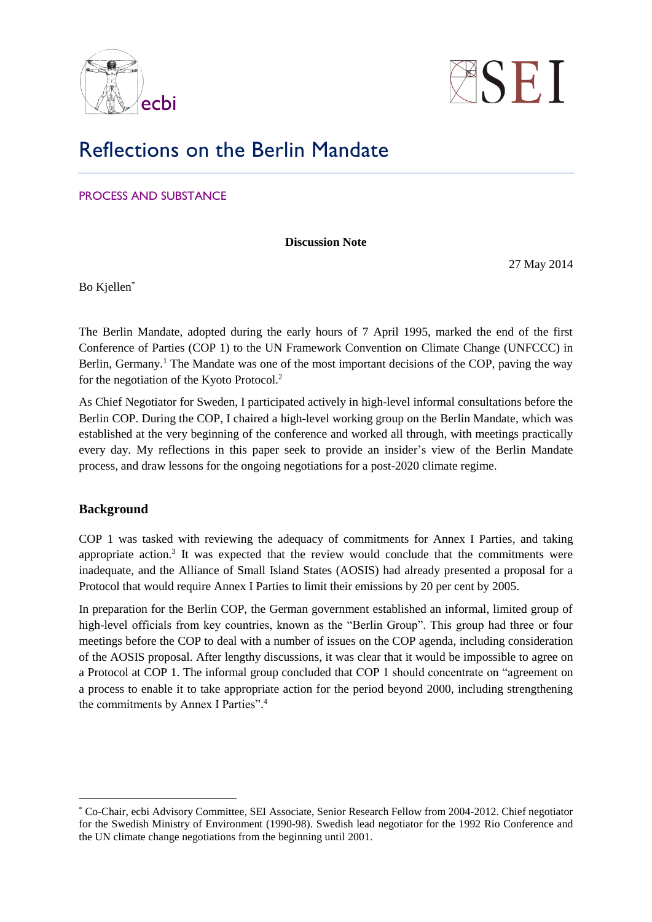ecbi

SEI

# Reflections on the Berlin Mandate

PROCESS AND SUBSTANCE

**Discussion Note**

27 May 2014

Bo Kjellen[*]

The Berlin Mandate, adopted during the early hours of 7 April 1995, marked the end of the first Conference of Parties (COP 1) to the UN Framework Convention on Climate Change (UNFCCC) in Berlin, Germany.[1] The Mandate was one of the most important decisions of the COP, paving the way for the negotiation of the Kyoto Protocol.[2]

As Chief Negotiator for Sweden, I participated actively in high-level informal consultations before the Berlin COP. During the COP, I chaired a high-level working group on the Berlin Mandate, which was established at the very beginning of the conference and worked all through, with meetings practically every day. My reflections in this paper seek to provide an insider's view of the Berlin Mandate process, and draw lessons for the ongoing negotiations for a post-2020 climate regime.

## Background

COP 1 was tasked with reviewing the adequacy of commitments for Annex I Parties, and taking appropriate action.[3] It was expected that the review would conclude that the commitments were inadequate, and the Alliance of Small Island States (AOSIS) had already presented a proposal for a Protocol that would require Annex I Parties to limit their emissions by 20 per cent by 2005.

In preparation for the Berlin COP, the German government established an informal, limited group of high-level officials from key countries, known as the "Berlin Group". This group had three or four meetings before the COP to deal with a number of issues on the COP agenda, including consideration of the AOSIS proposal. After lengthy discussions, it was clear that it would be impossible to agree on a Protocol at COP 1. The informal group concluded that COP 1 should concentrate on "agreement on a process to enable it to take appropriate action for the period beyond 2000, including strengthening the commitments by Annex I Parties".[4]

---

[*] Co-Chair, ecbi Advisory Committee, SEI Associate, Senior Research Fellow from 2004-2012. Chief negotiator for the Swedish Ministry of Environment (1990-98). Swedish lead negotiator for the 1992 Rio Conference and the UN climate change negotiations from the beginning until 2001.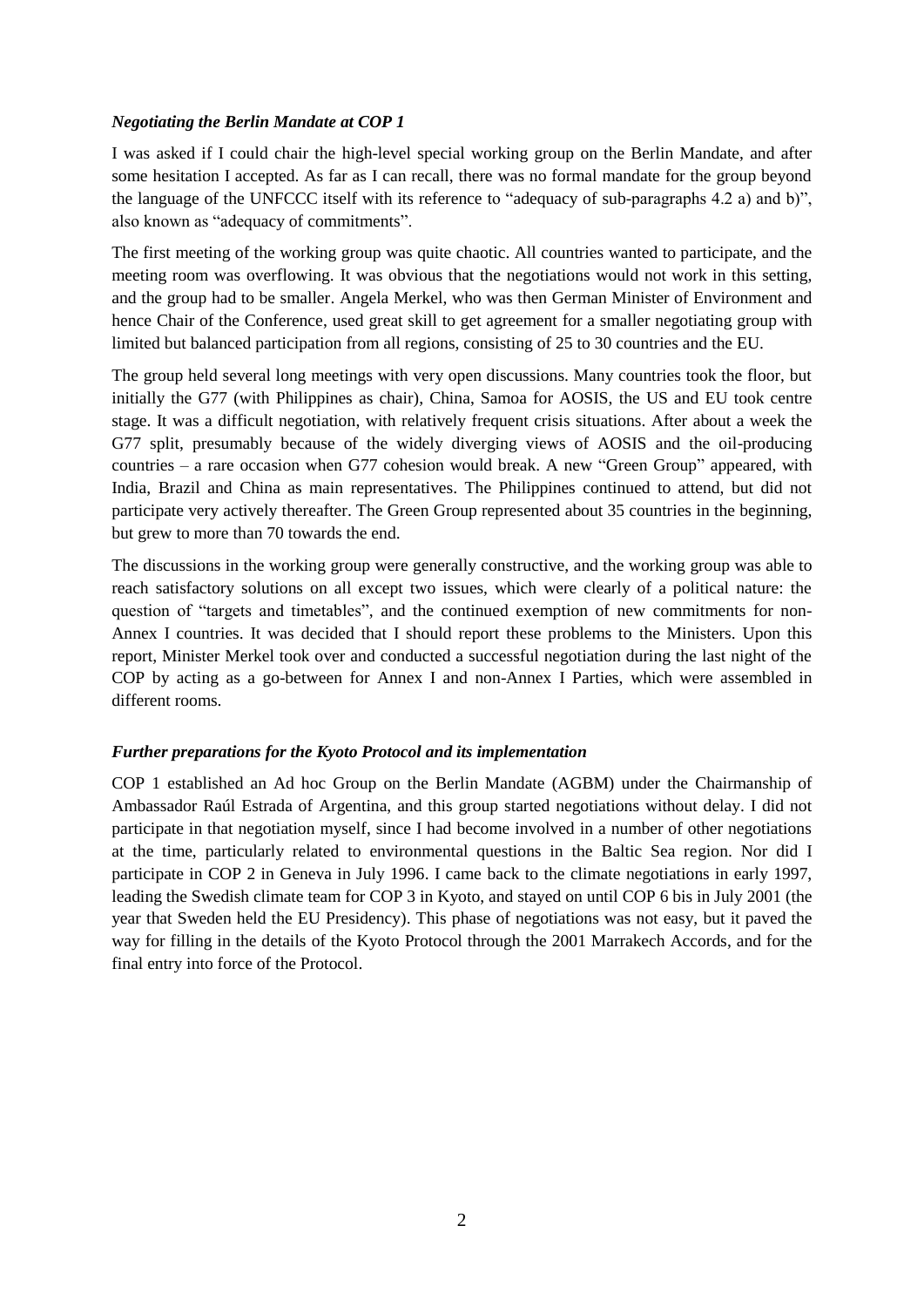### *Negotiating the Berlin Mandate at COP 1*

I was asked if I could chair the high-level special working group on the Berlin Mandate, and after some hesitation I accepted. As far as I can recall, there was no formal mandate for the group beyond the language of the UNFCCC itself with its reference to "adequacy of sub-paragraphs 4.2 a) and b)", also known as "adequacy of commitments".

The first meeting of the working group was quite chaotic. All countries wanted to participate, and the meeting room was overflowing. It was obvious that the negotiations would not work in this setting, and the group had to be smaller. Angela Merkel, who was then German Minister of Environment and hence Chair of the Conference, used great skill to get agreement for a smaller negotiating group with limited but balanced participation from all regions, consisting of 25 to 30 countries and the EU.

The group held several long meetings with very open discussions. Many countries took the floor, but initially the G77 (with Philippines as chair), China, Samoa for AOSIS, the US and EU took centre stage. It was a difficult negotiation, with relatively frequent crisis situations. After about a week the G77 split, presumably because of the widely diverging views of AOSIS and the oil-producing countries – a rare occasion when G77 cohesion would break. A new "Green Group" appeared, with India, Brazil and China as main representatives. The Philippines continued to attend, but did not participate very actively thereafter. The Green Group represented about 35 countries in the beginning, but grew to more than 70 towards the end.

The discussions in the working group were generally constructive, and the working group was able to reach satisfactory solutions on all except two issues, which were clearly of a political nature: the question of "targets and timetables", and the continued exemption of new commitments for non-Annex I countries. It was decided that I should report these problems to the Ministers. Upon this report, Minister Merkel took over and conducted a successful negotiation during the last night of the COP by acting as a go-between for Annex I and non-Annex I Parties, which were assembled in different rooms.

### *Further preparations for the Kyoto Protocol and its implementation*

COP 1 established an Ad hoc Group on the Berlin Mandate (AGBM) under the Chairmanship of Ambassador Raúl Estrada of Argentina, and this group started negotiations without delay. I did not participate in that negotiation myself, since I had become involved in a number of other negotiations at the time, particularly related to environmental questions in the Baltic Sea region. Nor did I participate in COP 2 in Geneva in July 1996. I came back to the climate negotiations in early 1997, leading the Swedish climate team for COP 3 in Kyoto, and stayed on until COP 6 bis in July 2001 (the year that Sweden held the EU Presidency). This phase of negotiations was not easy, but it paved the way for filling in the details of the Kyoto Protocol through the 2001 Marrakech Accords, and for the final entry into force of the Protocol.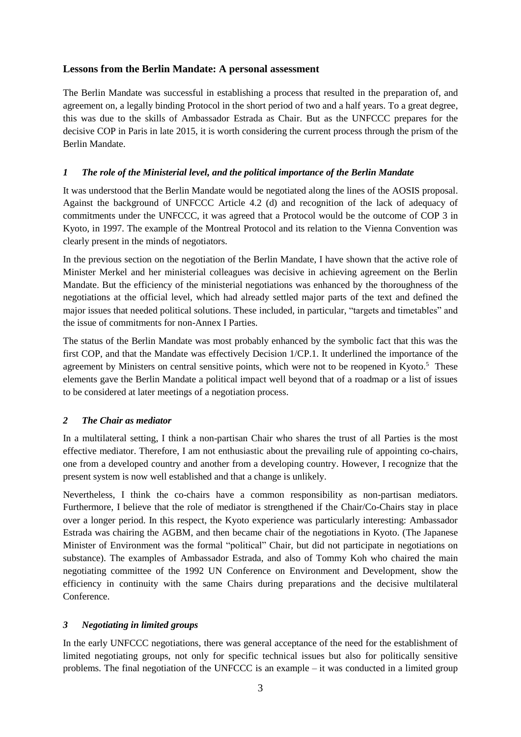## Lessons from the Berlin Mandate: A personal assessment

The Berlin Mandate was successful in establishing a process that resulted in the preparation of, and agreement on, a legally binding Protocol in the short period of two and a half years. To a great degree, this was due to the skills of Ambassador Estrada as Chair. But as the UNFCCC prepares for the decisive COP in Paris in late 2015, it is worth considering the current process through the prism of the Berlin Mandate.

### *1 The role of the Ministerial level, and the political importance of the Berlin Mandate*

It was understood that the Berlin Mandate would be negotiated along the lines of the AOSIS proposal. Against the background of UNFCCC Article 4.2 (d) and recognition of the lack of adequacy of commitments under the UNFCCC, it was agreed that a Protocol would be the outcome of COP 3 in Kyoto, in 1997. The example of the Montreal Protocol and its relation to the Vienna Convention was clearly present in the minds of negotiators.

In the previous section on the negotiation of the Berlin Mandate, I have shown that the active role of Minister Merkel and her ministerial colleagues was decisive in achieving agreement on the Berlin Mandate. But the efficiency of the ministerial negotiations was enhanced by the thoroughness of the negotiations at the official level, which had already settled major parts of the text and defined the major issues that needed political solutions. These included, in particular, "targets and timetables" and the issue of commitments for non-Annex I Parties.

The status of the Berlin Mandate was most probably enhanced by the symbolic fact that this was the first COP, and that the Mandate was effectively Decision 1/CP.1. It underlined the importance of the agreement by Ministers on central sensitive points, which were not to be reopened in Kyoto.[5] These elements gave the Berlin Mandate a political impact well beyond that of a roadmap or a list of issues to be considered at later meetings of a negotiation process.

### *2 The Chair as mediator*

In a multilateral setting, I think a non-partisan Chair who shares the trust of all Parties is the most effective mediator. Therefore, I am not enthusiastic about the prevailing rule of appointing co-chairs, one from a developed country and another from a developing country. However, I recognize that the present system is now well established and that a change is unlikely.

Nevertheless, I think the co-chairs have a common responsibility as non-partisan mediators. Furthermore, I believe that the role of mediator is strengthened if the Chair/Co-Chairs stay in place over a longer period. In this respect, the Kyoto experience was particularly interesting: Ambassador Estrada was chairing the AGBM, and then became chair of the negotiations in Kyoto. (The Japanese Minister of Environment was the formal "political" Chair, but did not participate in negotiations on substance). The examples of Ambassador Estrada, and also of Tommy Koh who chaired the main negotiating committee of the 1992 UN Conference on Environment and Development, show the efficiency in continuity with the same Chairs during preparations and the decisive multilateral Conference.

### *3 Negotiating in limited groups*

In the early UNFCCC negotiations, there was general acceptance of the need for the establishment of limited negotiating groups, not only for specific technical issues but also for politically sensitive problems. The final negotiation of the UNFCCC is an example – it was conducted in a limited group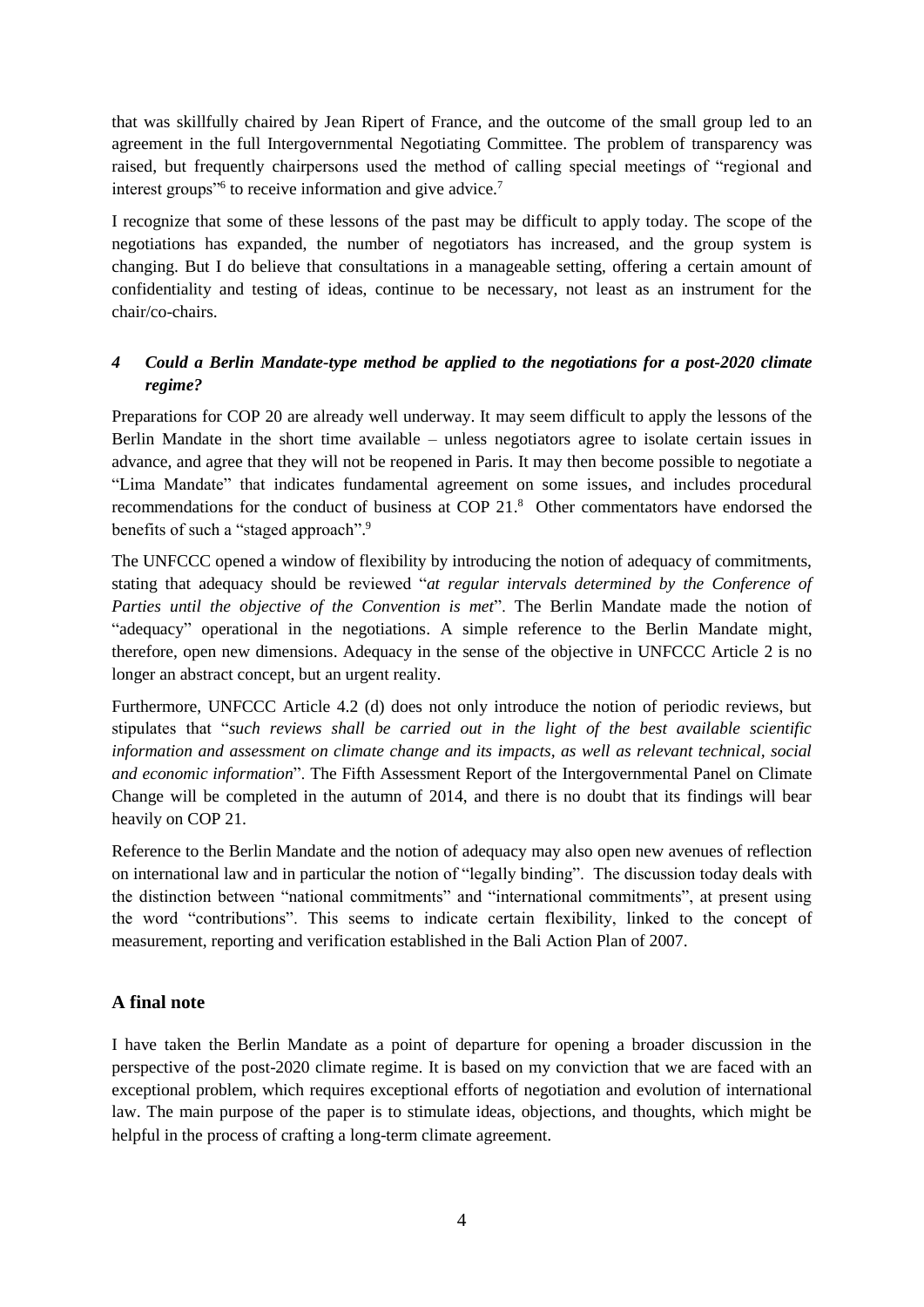that was skillfully chaired by Jean Ripert of France, and the outcome of the small group led to an agreement in the full Intergovernmental Negotiating Committee. The problem of transparency was raised, but frequently chairpersons used the method of calling special meetings of "regional and interest groups"[6] to receive information and give advice.[7]

I recognize that some of these lessons of the past may be difficult to apply today. The scope of the negotiations has expanded, the number of negotiators has increased, and the group system is changing. But I do believe that consultations in a manageable setting, offering a certain amount of confidentiality and testing of ideas, continue to be necessary, not least as an instrument for the chair/co-chairs.

### *4 Could a Berlin Mandate-type method be applied to the negotiations for a post-2020 climate regime?*

Preparations for COP 20 are already well underway. It may seem difficult to apply the lessons of the Berlin Mandate in the short time available – unless negotiators agree to isolate certain issues in advance, and agree that they will not be reopened in Paris. It may then become possible to negotiate a "Lima Mandate" that indicates fundamental agreement on some issues, and includes procedural recommendations for the conduct of business at COP 21.[8] Other commentators have endorsed the benefits of such a "staged approach".[9]

The UNFCCC opened a window of flexibility by introducing the notion of adequacy of commitments, stating that adequacy should be reviewed "*at regular intervals determined by the Conference of Parties until the objective of the Convention is met*". The Berlin Mandate made the notion of "adequacy" operational in the negotiations. A simple reference to the Berlin Mandate might, therefore, open new dimensions. Adequacy in the sense of the objective in UNFCCC Article 2 is no longer an abstract concept, but an urgent reality.

Furthermore, UNFCCC Article 4.2 (d) does not only introduce the notion of periodic reviews, but stipulates that "*such reviews shall be carried out in the light of the best available scientific information and assessment on climate change and its impacts, as well as relevant technical, social and economic information*". The Fifth Assessment Report of the Intergovernmental Panel on Climate Change will be completed in the autumn of 2014, and there is no doubt that its findings will bear heavily on COP 21.

Reference to the Berlin Mandate and the notion of adequacy may also open new avenues of reflection on international law and in particular the notion of "legally binding". The discussion today deals with the distinction between "national commitments" and "international commitments", at present using the word "contributions". This seems to indicate certain flexibility, linked to the concept of measurement, reporting and verification established in the Bali Action Plan of 2007.

## A final note

I have taken the Berlin Mandate as a point of departure for opening a broader discussion in the perspective of the post-2020 climate regime. It is based on my conviction that we are faced with an exceptional problem, which requires exceptional efforts of negotiation and evolution of international law. The main purpose of the paper is to stimulate ideas, objections, and thoughts, which might be helpful in the process of crafting a long-term climate agreement.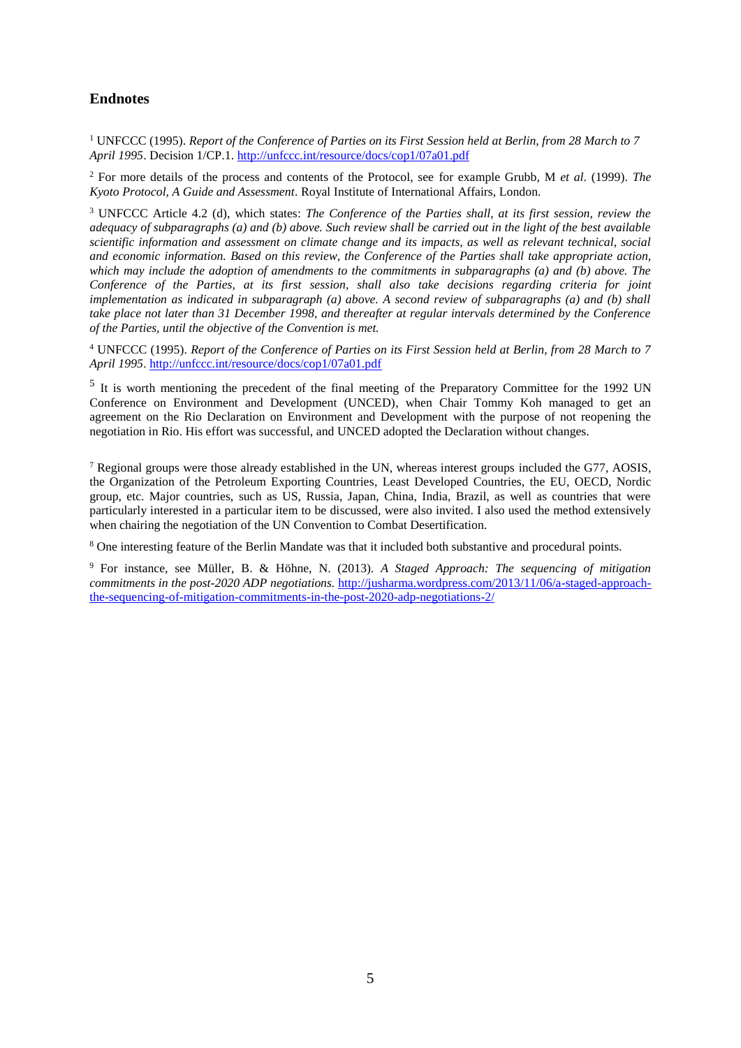## Endnotes

[1] UNFCCC (1995). *Report of the Conference of Parties on its First Session held at Berlin, from 28 March to 7 April 1995*. Decision 1/CP.1. http://unfccc.int/resource/docs/cop1/07a01.pdf

[2] For more details of the process and contents of the Protocol, see for example Grubb, M *et al*. (1999). *The Kyoto Protocol, A Guide and Assessment*. Royal Institute of International Affairs, London.

[3] UNFCCC Article 4.2 (d), which states: *The Conference of the Parties shall, at its first session, review the adequacy of subparagraphs (a) and (b) above. Such review shall be carried out in the light of the best available scientific information and assessment on climate change and its impacts, as well as relevant technical, social and economic information. Based on this review, the Conference of the Parties shall take appropriate action, which may include the adoption of amendments to the commitments in subparagraphs (a) and (b) above. The Conference of the Parties, at its first session, shall also take decisions regarding criteria for joint implementation as indicated in subparagraph (a) above. A second review of subparagraphs (a) and (b) shall take place not later than 31 December 1998, and thereafter at regular intervals determined by the Conference of the Parties, until the objective of the Convention is met.*

[4] UNFCCC (1995). *Report of the Conference of Parties on its First Session held at Berlin, from 28 March to 7 April 1995*. http://unfccc.int/resource/docs/cop1/07a01.pdf

[5] It is worth mentioning the precedent of the final meeting of the Preparatory Committee for the 1992 UN Conference on Environment and Development (UNCED), when Chair Tommy Koh managed to get an agreement on the Rio Declaration on Environment and Development with the purpose of not reopening the negotiation in Rio. His effort was successful, and UNCED adopted the Declaration without changes.

[7] Regional groups were those already established in the UN, whereas interest groups included the G77, AOSIS, the Organization of the Petroleum Exporting Countries, Least Developed Countries, the EU, OECD, Nordic group, etc. Major countries, such as US, Russia, Japan, China, India, Brazil, as well as countries that were particularly interested in a particular item to be discussed, were also invited. I also used the method extensively when chairing the negotiation of the UN Convention to Combat Desertification.

[8] One interesting feature of the Berlin Mandate was that it included both substantive and procedural points.

[9] For instance, see Müller, B. & Höhne, N. (2013). *A Staged Approach: The sequencing of mitigation commitments in the post-2020 ADP negotiations.* http://jusharma.wordpress.com/2013/11/06/a-staged-approach-the-sequencing-of-mitigation-commitments-in-the-post-2020-adp-negotiations-2/